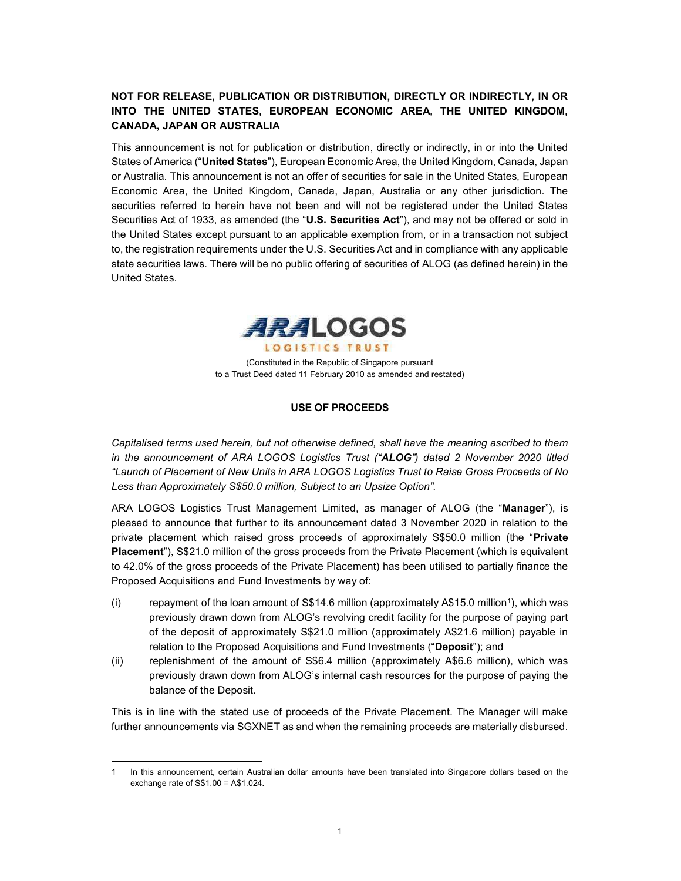**NOT FOR RELEASE, PUBLICATION OR DISTRIBUTION, DIRECTLY OR INDIRECTLY, IN OR INTO THE UNITED STATES, EUROPEAN ECONOMIC AREA, THE UNITED KINGDOM, CANADA, JAPAN OR AUSTRALIA**

This announcement is not for publication or distribution, directly or indirectly, in or into the United States of America ("**United States**"), European Economic Area, the United Kingdom, Canada, Japan or Australia. This announcement is not an offer of securities for sale in the United States, European Economic Area, the United Kingdom, Canada, Japan, Australia or any other jurisdiction. The securities referred to herein have not been and will not be registered under the United States Securities Act of 1933, as amended (the "**U.S. Securities Act**"), and may not be offered or sold in the United States except pursuant to an applicable exemption from, or in a transaction not subject to, the registration requirements under the U.S. Securities Act and in compliance with any applicable state securities laws. There will be no public offering of securities of ALOG (as defined herein) in the United States.

ARA LOGOS LOGISTICS TRUST

(Constituted in the Republic of Singapore pursuant to a Trust Deed dated 11 February 2010 as amended and restated)

## USE OF PROCEEDS

*Capitalised terms used herein, but not otherwise defined, shall have the meaning ascribed to them in the announcement of ARA LOGOS Logistics Trust ("**ALOG**") dated 2 November 2020 titled "Launch of Placement of New Units in ARA LOGOS Logistics Trust to Raise Gross Proceeds of No Less than Approximately S$50.0 million, Subject to an Upsize Option".*

ARA LOGOS Logistics Trust Management Limited, as manager of ALOG (the "**Manager**"), is pleased to announce that further to its announcement dated 3 November 2020 in relation to the private placement which raised gross proceeds of approximately S$50.0 million (the "**Private Placement**"), S$21.0 million of the gross proceeds from the Private Placement (which is equivalent to 42.0% of the gross proceeds of the Private Placement) has been utilised to partially finance the Proposed Acquisitions and Fund Investments by way of:

(i) repayment of the loan amount of S$14.6 million (approximately A$15.0 million[1]), which was previously drawn down from ALOG's revolving credit facility for the purpose of paying part of the deposit of approximately S$21.0 million (approximately A$21.6 million) payable in relation to the Proposed Acquisitions and Fund Investments ("**Deposit**"); and

(ii) replenishment of the amount of S$6.4 million (approximately A$6.6 million), which was previously drawn down from ALOG's internal cash resources for the purpose of paying the balance of the Deposit.

This is in line with the stated use of proceeds of the Private Placement. The Manager will make further announcements via SGXNET as and when the remaining proceeds are materially disbursed.

---

1 In this announcement, certain Australian dollar amounts have been translated into Singapore dollars based on the exchange rate of S$1.00 = A$1.024.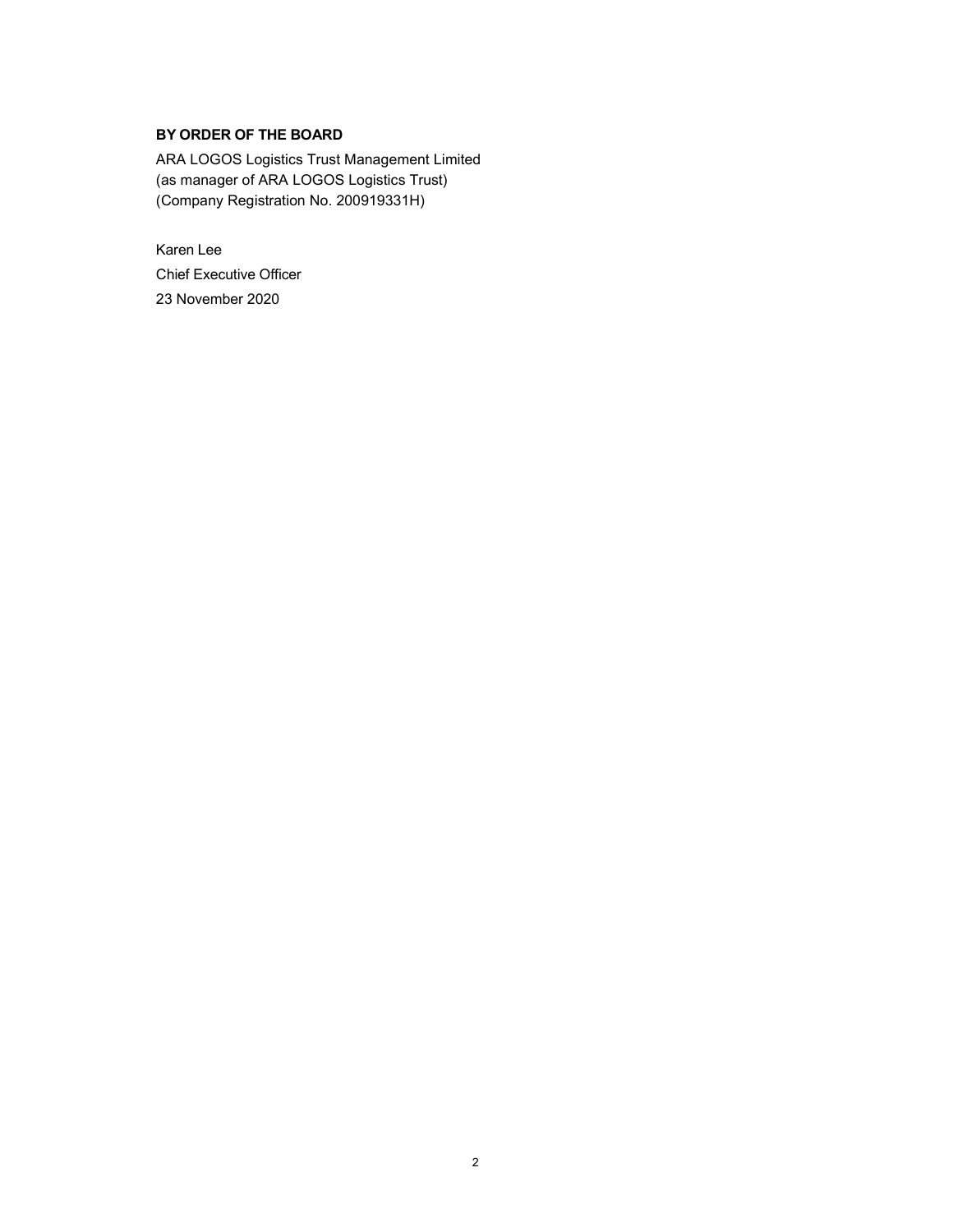**BY ORDER OF THE BOARD**

ARA LOGOS Logistics Trust Management Limited
(as manager of ARA LOGOS Logistics Trust)
(Company Registration No. 200919331H)

Karen Lee
Chief Executive Officer
23 November 2020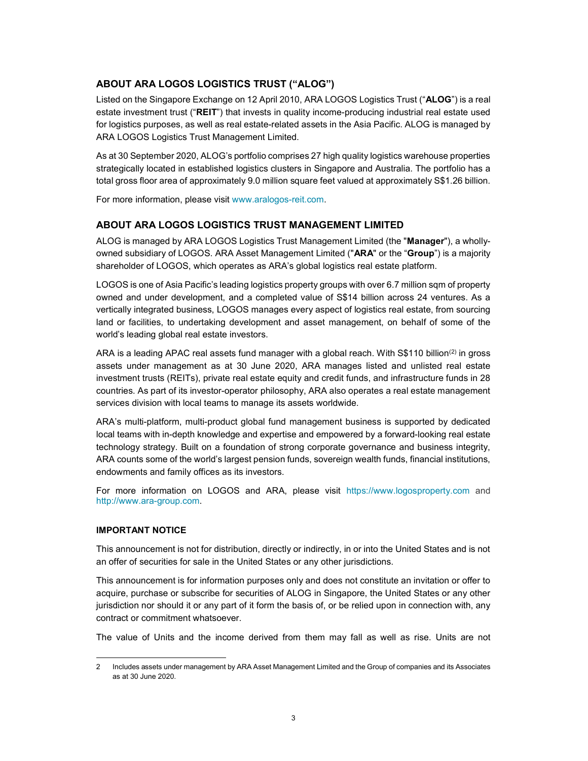## ABOUT ARA LOGOS LOGISTICS TRUST ("ALOG")

Listed on the Singapore Exchange on 12 April 2010, ARA LOGOS Logistics Trust ("**ALOG**") is a real estate investment trust ("**REIT**") that invests in quality income-producing industrial real estate used for logistics purposes, as well as real estate-related assets in the Asia Pacific. ALOG is managed by ARA LOGOS Logistics Trust Management Limited.

As at 30 September 2020, ALOG's portfolio comprises 27 high quality logistics warehouse properties strategically located in established logistics clusters in Singapore and Australia. The portfolio has a total gross floor area of approximately 9.0 million square feet valued at approximately S$1.26 billion.

For more information, please visit www.aralogos-reit.com.

## ABOUT ARA LOGOS LOGISTICS TRUST MANAGEMENT LIMITED

ALOG is managed by ARA LOGOS Logistics Trust Management Limited (the "**Manager**"), a wholly-owned subsidiary of LOGOS. ARA Asset Management Limited ("**ARA**" or the "**Group**") is a majority shareholder of LOGOS, which operates as ARA's global logistics real estate platform.

LOGOS is one of Asia Pacific's leading logistics property groups with over 6.7 million sqm of property owned and under development, and a completed value of S$14 billion across 24 ventures. As a vertically integrated business, LOGOS manages every aspect of logistics real estate, from sourcing land or facilities, to undertaking development and asset management, on behalf of some of the world's leading global real estate investors.

ARA is a leading APAC real assets fund manager with a global reach. With S$110 billion[(2)] in gross assets under management as at 30 June 2020, ARA manages listed and unlisted real estate investment trusts (REITs), private real estate equity and credit funds, and infrastructure funds in 28 countries. As part of its investor-operator philosophy, ARA also operates a real estate management services division with local teams to manage its assets worldwide.

ARA's multi-platform, multi-product global fund management business is supported by dedicated local teams with in-depth knowledge and expertise and empowered by a forward-looking real estate technology strategy. Built on a foundation of strong corporate governance and business integrity, ARA counts some of the world's largest pension funds, sovereign wealth funds, financial institutions, endowments and family offices as its investors.

For more information on LOGOS and ARA, please visit https://www.logosproperty.com and http://www.ara-group.com.

### IMPORTANT NOTICE

This announcement is not for distribution, directly or indirectly, in or into the United States and is not an offer of securities for sale in the United States or any other jurisdictions.

This announcement is for information purposes only and does not constitute an invitation or offer to acquire, purchase or subscribe for securities of ALOG in Singapore, the United States or any other jurisdiction nor should it or any part of it form the basis of, or be relied upon in connection with, any contract or commitment whatsoever.

The value of Units and the income derived from them may fall as well as rise. Units are not

---

2 Includes assets under management by ARA Asset Management Limited and the Group of companies and its Associates as at 30 June 2020.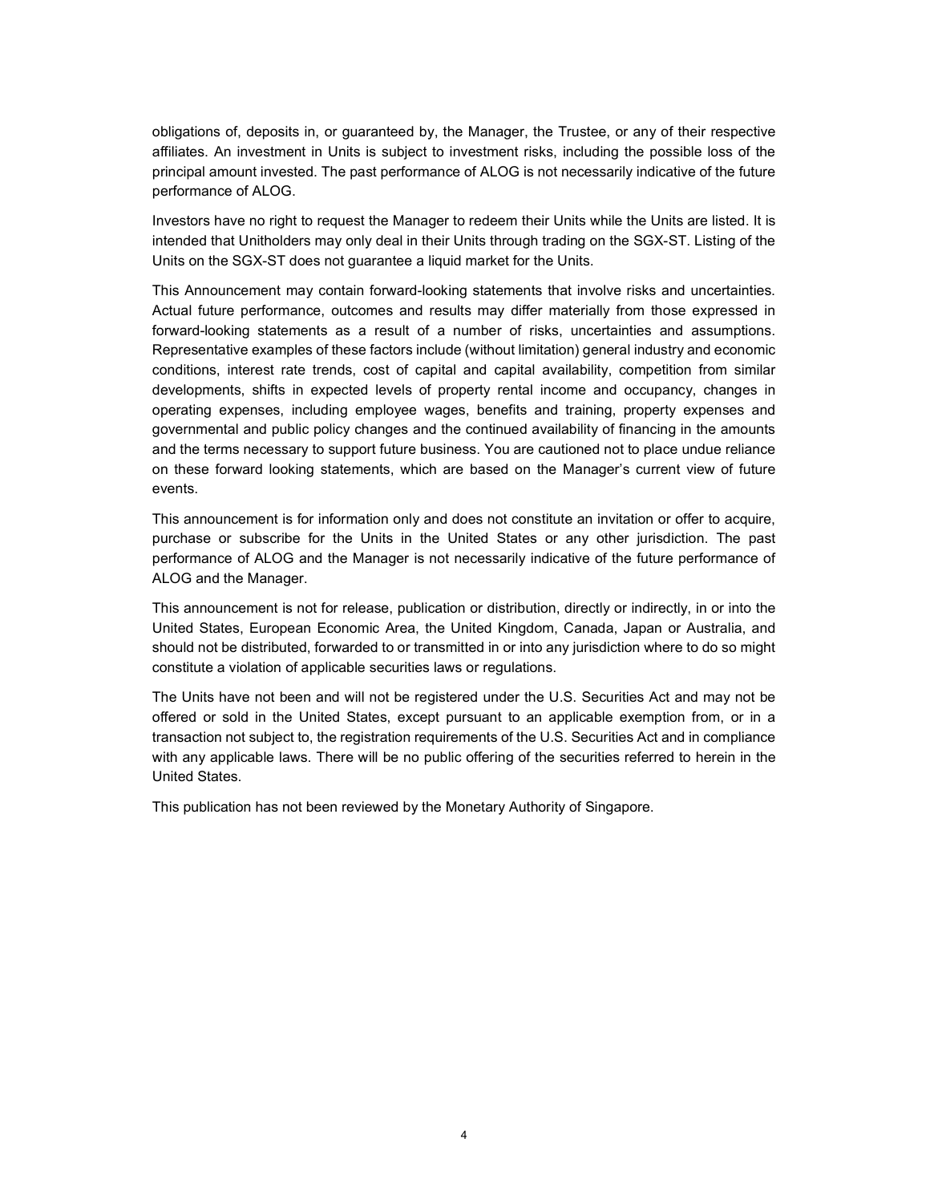obligations of, deposits in, or guaranteed by, the Manager, the Trustee, or any of their respective affiliates. An investment in Units is subject to investment risks, including the possible loss of the principal amount invested. The past performance of ALOG is not necessarily indicative of the future performance of ALOG.

Investors have no right to request the Manager to redeem their Units while the Units are listed. It is intended that Unitholders may only deal in their Units through trading on the SGX-ST. Listing of the Units on the SGX-ST does not guarantee a liquid market for the Units.

This Announcement may contain forward-looking statements that involve risks and uncertainties. Actual future performance, outcomes and results may differ materially from those expressed in forward-looking statements as a result of a number of risks, uncertainties and assumptions. Representative examples of these factors include (without limitation) general industry and economic conditions, interest rate trends, cost of capital and capital availability, competition from similar developments, shifts in expected levels of property rental income and occupancy, changes in operating expenses, including employee wages, benefits and training, property expenses and governmental and public policy changes and the continued availability of financing in the amounts and the terms necessary to support future business. You are cautioned not to place undue reliance on these forward looking statements, which are based on the Manager's current view of future events.

This announcement is for information only and does not constitute an invitation or offer to acquire, purchase or subscribe for the Units in the United States or any other jurisdiction. The past performance of ALOG and the Manager is not necessarily indicative of the future performance of ALOG and the Manager.

This announcement is not for release, publication or distribution, directly or indirectly, in or into the United States, European Economic Area, the United Kingdom, Canada, Japan or Australia, and should not be distributed, forwarded to or transmitted in or into any jurisdiction where to do so might constitute a violation of applicable securities laws or regulations.

The Units have not been and will not be registered under the U.S. Securities Act and may not be offered or sold in the United States, except pursuant to an applicable exemption from, or in a transaction not subject to, the registration requirements of the U.S. Securities Act and in compliance with any applicable laws. There will be no public offering of the securities referred to herein in the United States.

This publication has not been reviewed by the Monetary Authority of Singapore.